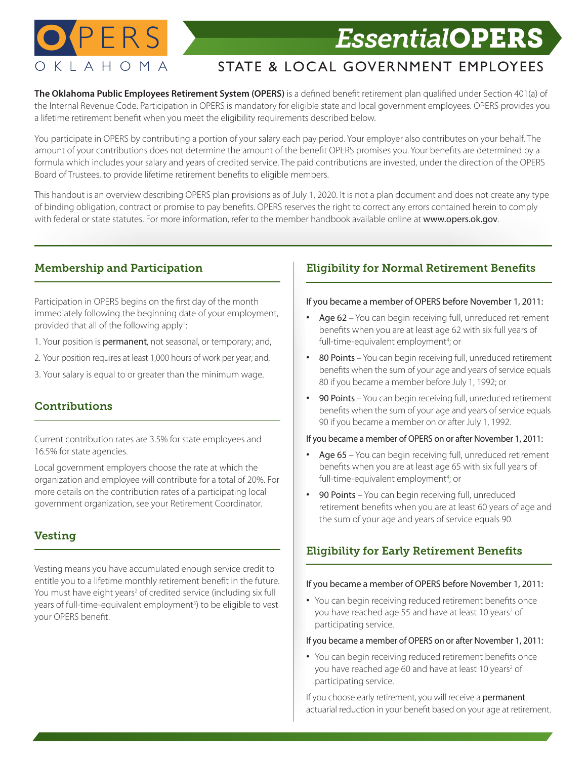# OPERS OKLAHOMA

# *Essential*OPERS

## STATE & LOCAL GOVERNMENT EMPLOYEES

**The Oklahoma Public Employees Retirement System (OPERS)** is a defined benefit retirement plan qualified under Section 401(a) of the Internal Revenue Code. Participation in OPERS is mandatory for eligible state and local government employees. OPERS provides you a lifetime retirement benefit when you meet the eligibility requirements described below.

You participate in OPERS by contributing a portion of your salary each pay period. Your employer also contributes on your behalf. The amount of your contributions does not determine the amount of the benefit OPERS promises you. Your benefits are determined by a formula which includes your salary and years of credited service. The paid contributions are invested, under the direction of the OPERS Board of Trustees, to provide lifetime retirement benefits to eligible members.

This handout is an overview describing OPERS plan provisions as of July 1, 2020. It is not a plan document and does not create any type of binding obligation, contract or promise to pay benefits. OPERS reserves the right to correct any errors contained herein to comply with federal or state statutes. For more information, refer to the member handbook available online at www.opers.ok.gov.

## Membership and Participation

Participation in OPERS begins on the first day of the month immediately following the beginning date of your employment, provided that all of the following apply[1]:

1. Your position is **permanent**, not seasonal, or temporary; and,
2. Your position requires at least 1,000 hours of work per year; and,
3. Your salary is equal to or greater than the minimum wage.

## Contributions

Current contribution rates are 3.5% for state employees and 16.5% for state agencies.

Local government employers choose the rate at which the organization and employee will contribute for a total of 20%. For more details on the contribution rates of a participating local government organization, see your Retirement Coordinator.

## Vesting

Vesting means you have accumulated enough service credit to entitle you to a lifetime monthly retirement benefit in the future. You must have eight years[2] of credited service (including six full years of full-time-equivalent employment[3]) to be eligible to vest your OPERS benefit.

## Eligibility for Normal Retirement Benefits

If you became a member of OPERS before November 1, 2011:

- **Age 62** – You can begin receiving full, unreduced retirement benefits when you are at least age 62 with six full years of full-time-equivalent employment[4]; or
- **80 Points** – You can begin receiving full, unreduced retirement benefits when the sum of your age and years of service equals 80 if you became a member before July 1, 1992; or
- **90 Points** – You can begin receiving full, unreduced retirement benefits when the sum of your age and years of service equals 90 if you became a member on or after July 1, 1992.

If you became a member of OPERS on or after November 1, 2011:

- **Age 65** – You can begin receiving full, unreduced retirement benefits when you are at least age 65 with six full years of full-time-equivalent employment[4]; or
- **90 Points** – You can begin receiving full, unreduced retirement benefits when you are at least 60 years of age and the sum of your age and years of service equals 90.

## Eligibility for Early Retirement Benefits

If you became a member of OPERS before November 1, 2011:

- You can begin receiving reduced retirement benefits once you have reached age 55 and have at least 10 years[2] of participating service.

If you became a member of OPERS on or after November 1, 2011:

- You can begin receiving reduced retirement benefits once you have reached age 60 and have at least 10 years[2] of participating service.

If you choose early retirement, you will receive a **permanent** actuarial reduction in your benefit based on your age at retirement.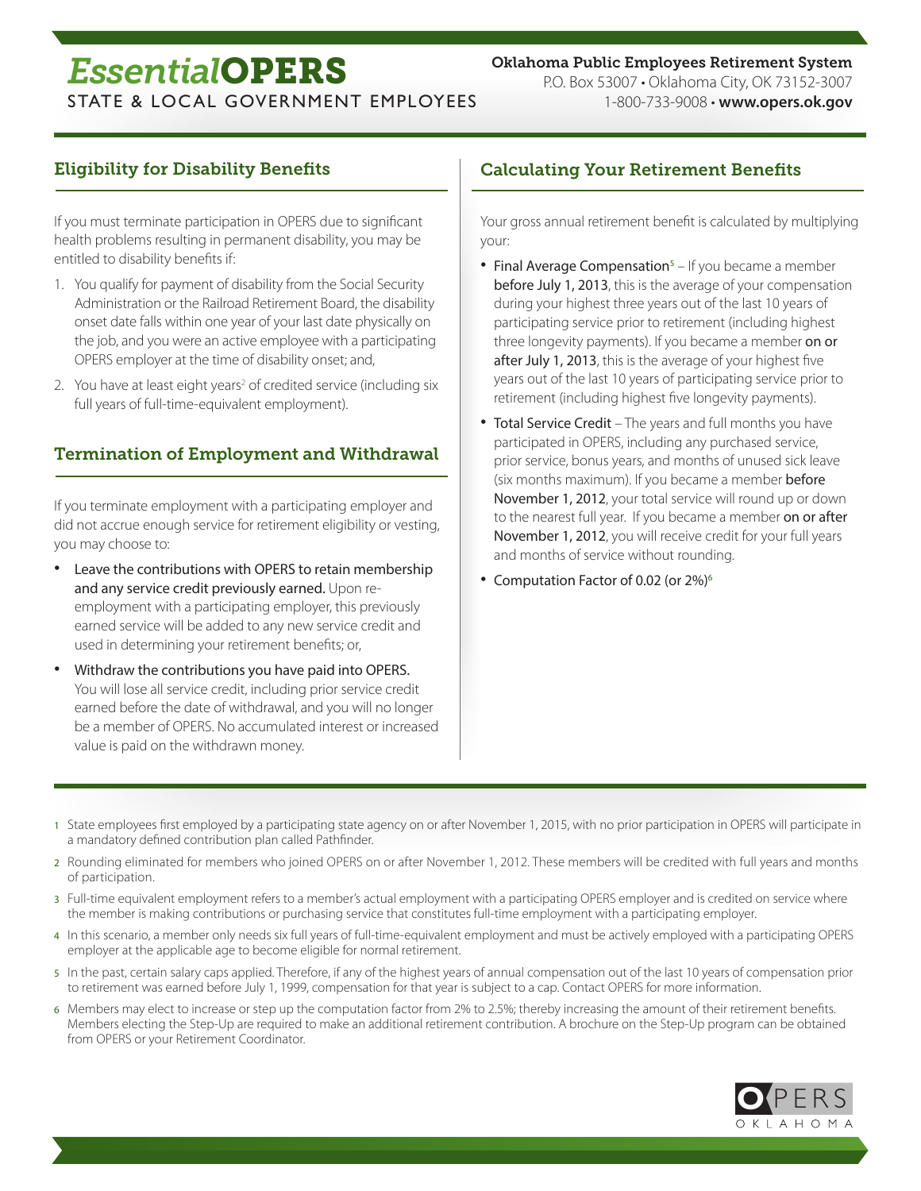# *Essential*OPERS

STATE & LOCAL GOVERNMENT EMPLOYEES

**Oklahoma Public Employees Retirement System**
P.O. Box 53007 • Oklahoma City, OK 73152-3007
1-800-733-9008 • **www.opers.ok.gov**

## Eligibility for Disability Benefits

If you must terminate participation in OPERS due to significant health problems resulting in permanent disability, you may be entitled to disability benefits if:

1. You qualify for payment of disability from the Social Security Administration or the Railroad Retirement Board, the disability onset date falls within one year of your last date physically on the job, and you were an active employee with a participating OPERS employer at the time of disability onset; and,
2. You have at least eight years[2] of credited service (including six full years of full-time-equivalent employment).

## Termination of Employment and Withdrawal

If you terminate employment with a participating employer and did not accrue enough service for retirement eligibility or vesting, you may choose to:

- Leave the contributions with OPERS to retain membership and any service credit previously earned. Upon re-employment with a participating employer, this previously earned service will be added to any new service credit and used in determining your retirement benefits; or,
- Withdraw the contributions you have paid into OPERS. You will lose all service credit, including prior service credit earned before the date of withdrawal, and you will no longer be a member of OPERS. No accumulated interest or increased value is paid on the withdrawn money.

## Calculating Your Retirement Benefits

Your gross annual retirement benefit is calculated by multiplying your:

- Final Average Compensation[5] – If you became a member before July 1, 2013, this is the average of your compensation during your highest three years out of the last 10 years of participating service prior to retirement (including highest three longevity payments). If you became a member on or after July 1, 2013, this is the average of your highest five years out of the last 10 years of participating service prior to retirement (including highest five longevity payments).
- Total Service Credit – The years and full months you have participated in OPERS, including any purchased service, prior service, bonus years, and months of unused sick leave (six months maximum). If you became a member before November 1, 2012, your total service will round up or down to the nearest full year. If you became a member on or after November 1, 2012, you will receive credit for your full years and months of service without rounding.
- Computation Factor of 0.02 (or 2%)[6]

1 State employees first employed by a participating state agency on or after November 1, 2015, with no prior participation in OPERS will participate in a mandatory defined contribution plan called Pathfinder.

2 Rounding eliminated for members who joined OPERS on or after November 1, 2012. These members will be credited with full years and months of participation.

3 Full-time equivalent employment refers to a member's actual employment with a participating OPERS employer and is credited on service where the member is making contributions or purchasing service that constitutes full-time employment with a participating employer.

4 In this scenario, a member only needs six full years of full-time-equivalent employment and must be actively employed with a participating OPERS employer at the applicable age to become eligible for normal retirement.

5 In the past, certain salary caps applied. Therefore, if any of the highest years of annual compensation out of the last 10 years of compensation prior to retirement was earned before July 1, 1999, compensation for that year is subject to a cap. Contact OPERS for more information.

6 Members may elect to increase or step up the computation factor from 2% to 2.5%; thereby increasing the amount of their retirement benefits. Members electing the Step-Up are required to make an additional retirement contribution. A brochure on the Step-Up program can be obtained from OPERS or your Retirement Coordinator.

OPERS OKLAHOMA